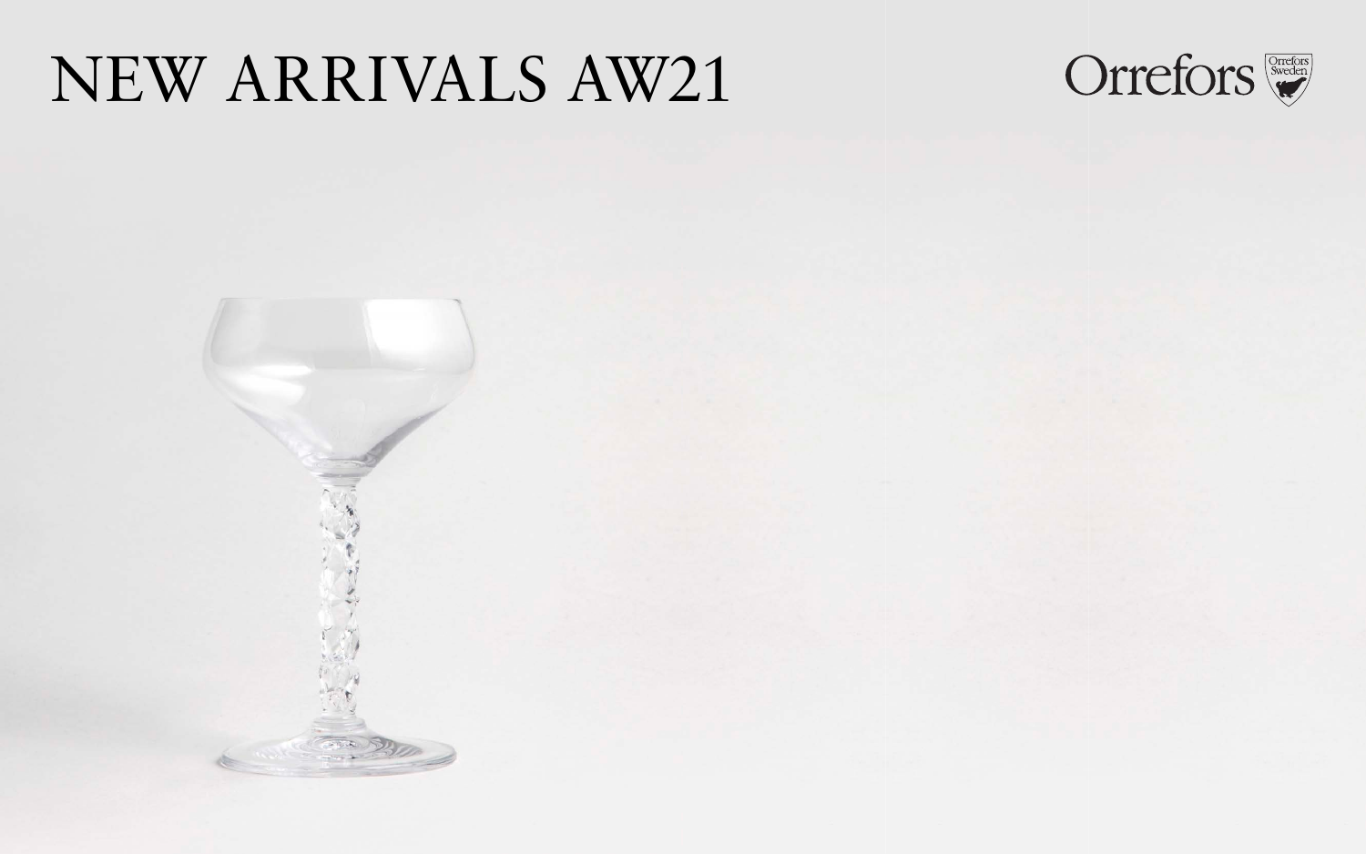# NEW ARRIVALS AW21

Orrefors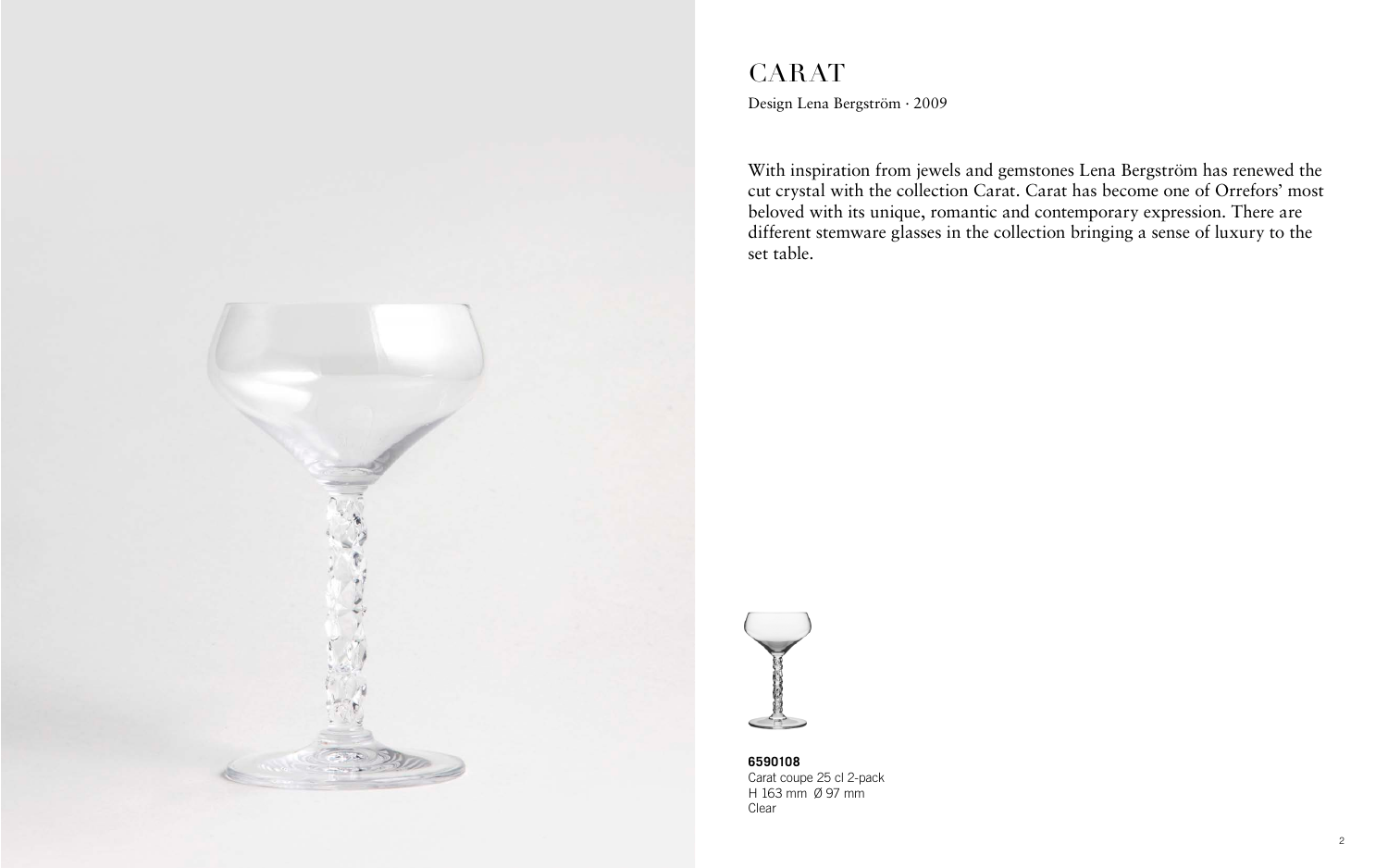# CARAT

Design Lena Bergström · 2009

With inspiration from jewels and gemstones Lena Bergström has renewed the cut crystal with the collection Carat. Carat has become one of Orrefors' most beloved with its unique, romantic and contemporary expression. There are different stemware glasses in the collection bringing a sense of luxury to the set table.

**6590108**
Carat coupe 25 cl 2-pack
H 163 mm Ø 97 mm
Clear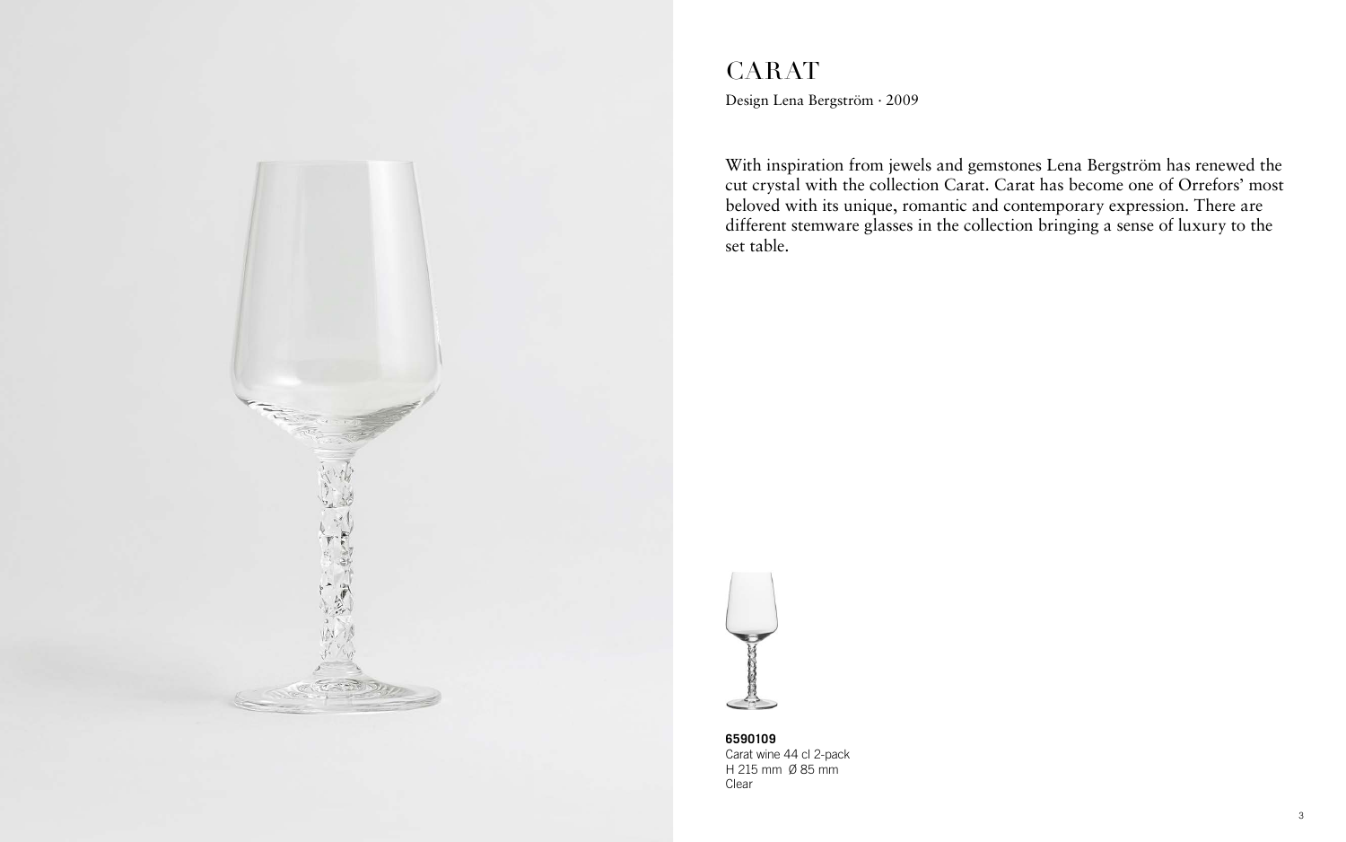# CARAT

Design Lena Bergström · 2009

With inspiration from jewels and gemstones Lena Bergström has renewed the cut crystal with the collection Carat. Carat has become one of Orrefors' most beloved with its unique, romantic and contemporary expression. There are different stemware glasses in the collection bringing a sense of luxury to the set table.

**6590109**
Carat wine 44 cl 2-pack
H 215 mm Ø 85 mm
Clear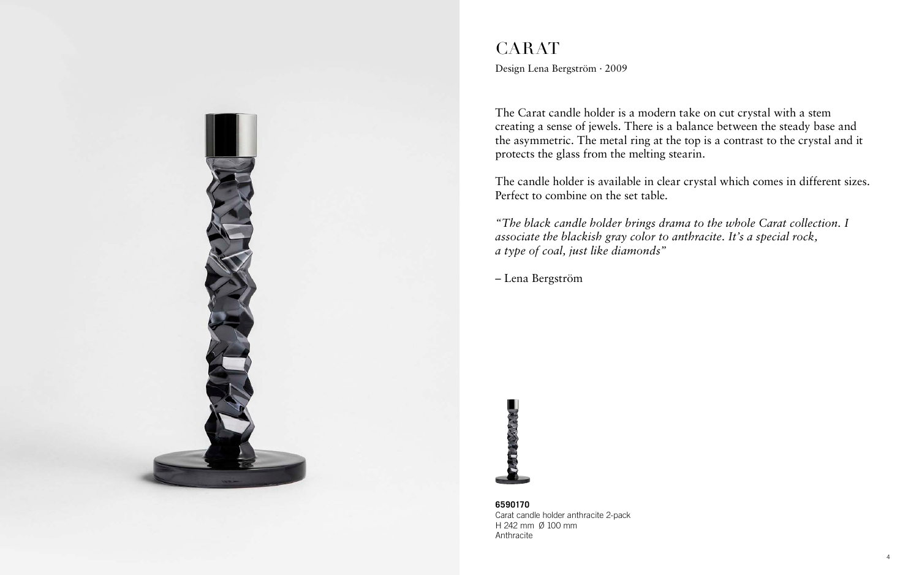# CARAT

Design Lena Bergström · 2009

The Carat candle holder is a modern take on cut crystal with a stem creating a sense of jewels. There is a balance between the steady base and the asymmetric. The metal ring at the top is a contrast to the crystal and it protects the glass from the melting stearin.

The candle holder is available in clear crystal which comes in different sizes. Perfect to combine on the set table.

*"The black candle holder brings drama to the whole Carat collection. I associate the blackish gray color to anthracite. It's a special rock, a type of coal, just like diamonds"*

– Lena Bergström

**6590170**
Carat candle holder anthracite 2-pack
H 242 mm Ø 100 mm
Anthracite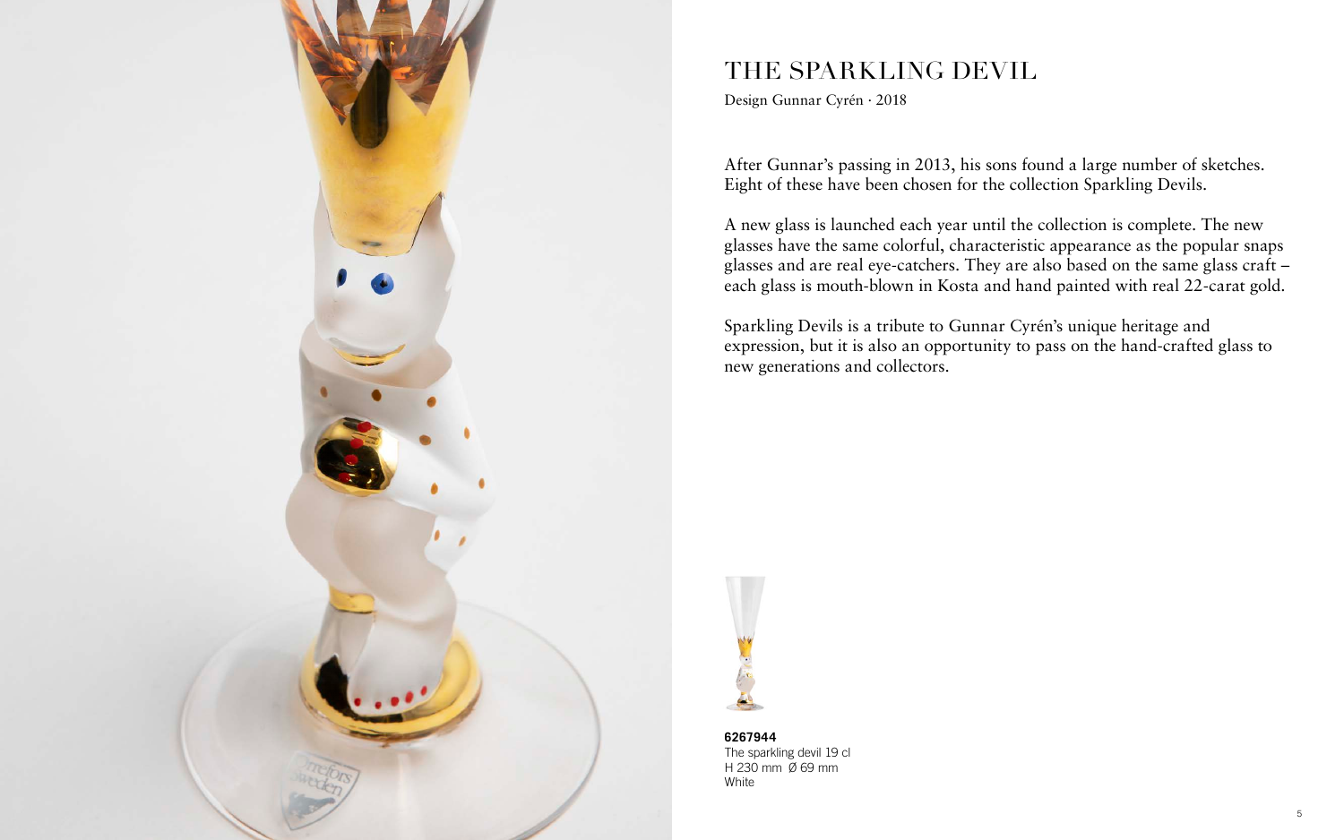# THE SPARKLING DEVIL

Design Gunnar Cyrén · 2018

After Gunnar's passing in 2013, his sons found a large number of sketches. Eight of these have been chosen for the collection Sparkling Devils.

A new glass is launched each year until the collection is complete. The new glasses have the same colorful, characteristic appearance as the popular snaps glasses and are real eye-catchers. They are also based on the same glass craft – each glass is mouth-blown in Kosta and hand painted with real 22-carat gold.

Sparkling Devils is a tribute to Gunnar Cyrén's unique heritage and expression, but it is also an opportunity to pass on the hand-crafted glass to new generations and collectors.

**6267944**
The sparkling devil 19 cl
H 230 mm Ø 69 mm
White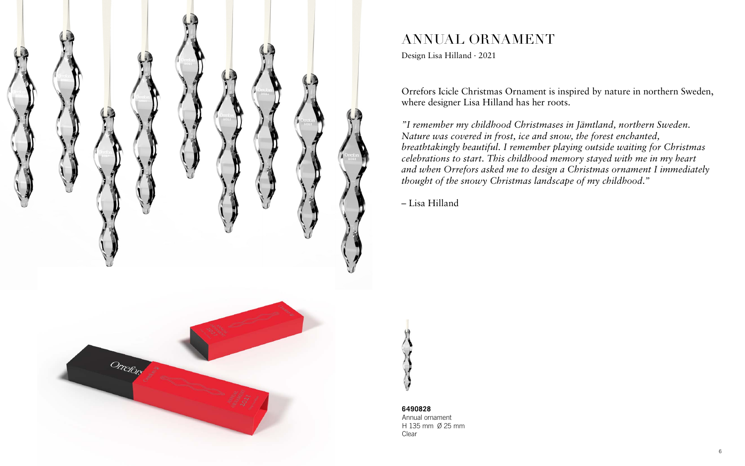# ANNUAL ORNAMENT

Design Lisa Hilland · 2021

Orrefors Icicle Christmas Ornament is inspired by nature in northern Sweden, where designer Lisa Hilland has her roots.

*"I remember my childhood Christmases in Jämtland, northern Sweden. Nature was covered in frost, ice and snow, the forest enchanted, breathtakingly beautiful. I remember playing outside waiting for Christmas celebrations to start. This childhood memory stayed with me in my heart and when Orrefors asked me to design a Christmas ornament I immediately thought of the snowy Christmas landscape of my childhood."*

– Lisa Hilland

**6490828**
Annual ornament
H 135 mm Ø 25 mm
Clear